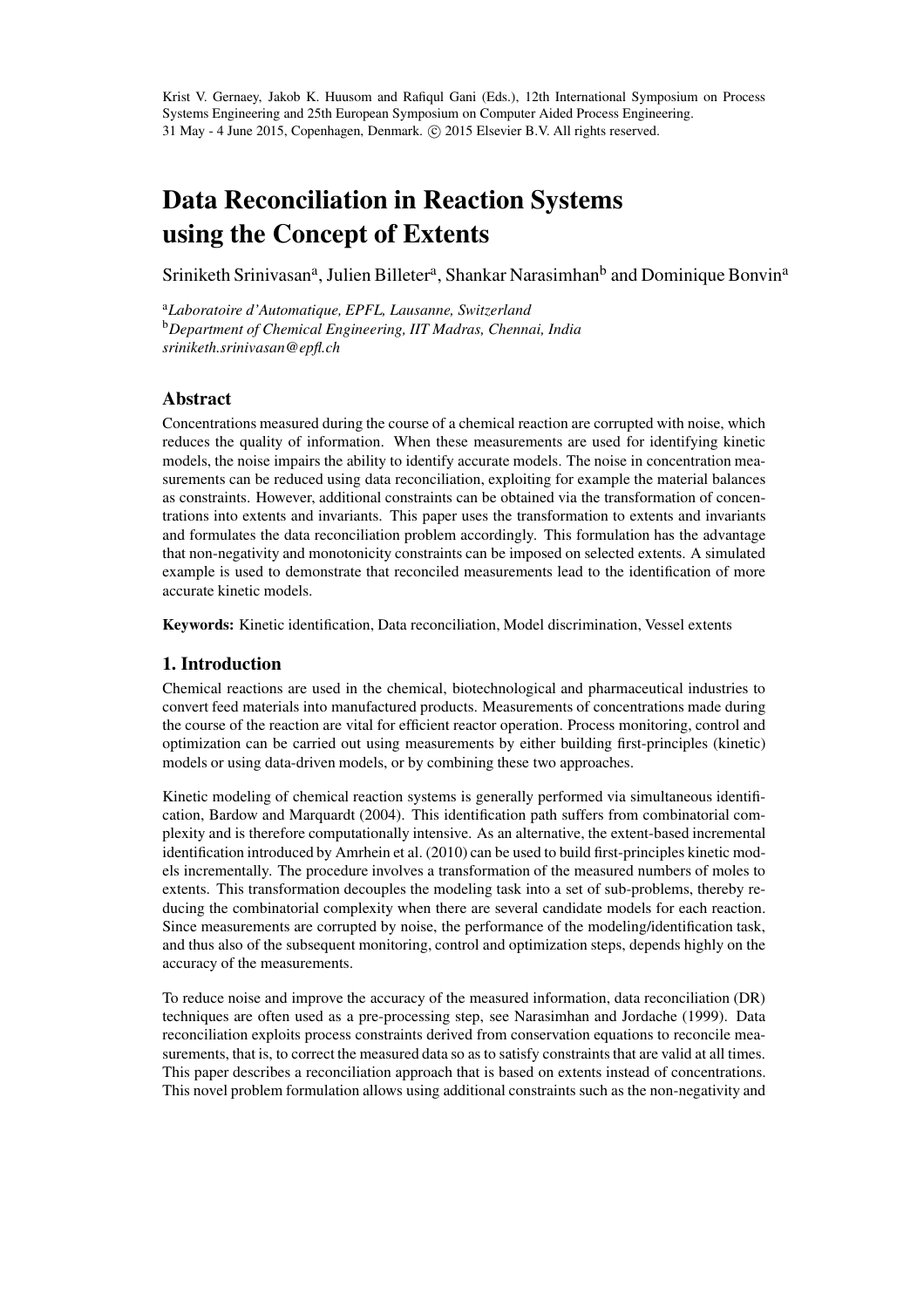Krist V. Gernaey, Jakob K. Huusom and Rafiqul Gani (Eds.), 12th International Symposium on Process Systems Engineering and 25th European Symposium on Computer Aided Process Engineering. 31 May - 4 June 2015, Copenhagen, Denmark. © 2015 Elsevier B.V. All rights reserved.

# Data Reconciliation in Reaction Systems using the Concept of Extents

Sriniketh Srinivasan[a], Julien Billeter[a], Shankar Narasimhan[b] and Dominique Bonvin[a]

[a]*Laboratoire d'Automatique, EPFL, Lausanne, Switzerland*
[b]*Department of Chemical Engineering, IIT Madras, Chennai, India*
*sriniketh.srinivasan@epfl.ch*

## Abstract

Concentrations measured during the course of a chemical reaction are corrupted with noise, which reduces the quality of information. When these measurements are used for identifying kinetic models, the noise impairs the ability to identify accurate models. The noise in concentration measurements can be reduced using data reconciliation, exploiting for example the material balances as constraints. However, additional constraints can be obtained via the transformation of concentrations into extents and invariants. This paper uses the transformation to extents and invariants and formulates the data reconciliation problem accordingly. This formulation has the advantage that non-negativity and monotonicity constraints can be imposed on selected extents. A simulated example is used to demonstrate that reconciled measurements lead to the identification of more accurate kinetic models.

**Keywords:** Kinetic identification, Data reconciliation, Model discrimination, Vessel extents

## 1. Introduction

Chemical reactions are used in the chemical, biotechnological and pharmaceutical industries to convert feed materials into manufactured products. Measurements of concentrations made during the course of the reaction are vital for efficient reactor operation. Process monitoring, control and optimization can be carried out using measurements by either building first-principles (kinetic) models or using data-driven models, or by combining these two approaches.

Kinetic modeling of chemical reaction systems is generally performed via simultaneous identification, Bardow and Marquardt (2004). This identification path suffers from combinatorial complexity and is therefore computationally intensive. As an alternative, the extent-based incremental identification introduced by Amrhein et al. (2010) can be used to build first-principles kinetic models incrementally. The procedure involves a transformation of the measured numbers of moles to extents. This transformation decouples the modeling task into a set of sub-problems, thereby reducing the combinatorial complexity when there are several candidate models for each reaction. Since measurements are corrupted by noise, the performance of the modeling/identification task, and thus also of the subsequent monitoring, control and optimization steps, depends highly on the accuracy of the measurements.

To reduce noise and improve the accuracy of the measured information, data reconciliation (DR) techniques are often used as a pre-processing step, see Narasimhan and Jordache (1999). Data reconciliation exploits process constraints derived from conservation equations to reconcile measurements, that is, to correct the measured data so as to satisfy constraints that are valid at all times. This paper describes a reconciliation approach that is based on extents instead of concentrations. This novel problem formulation allows using additional constraints such as the non-negativity and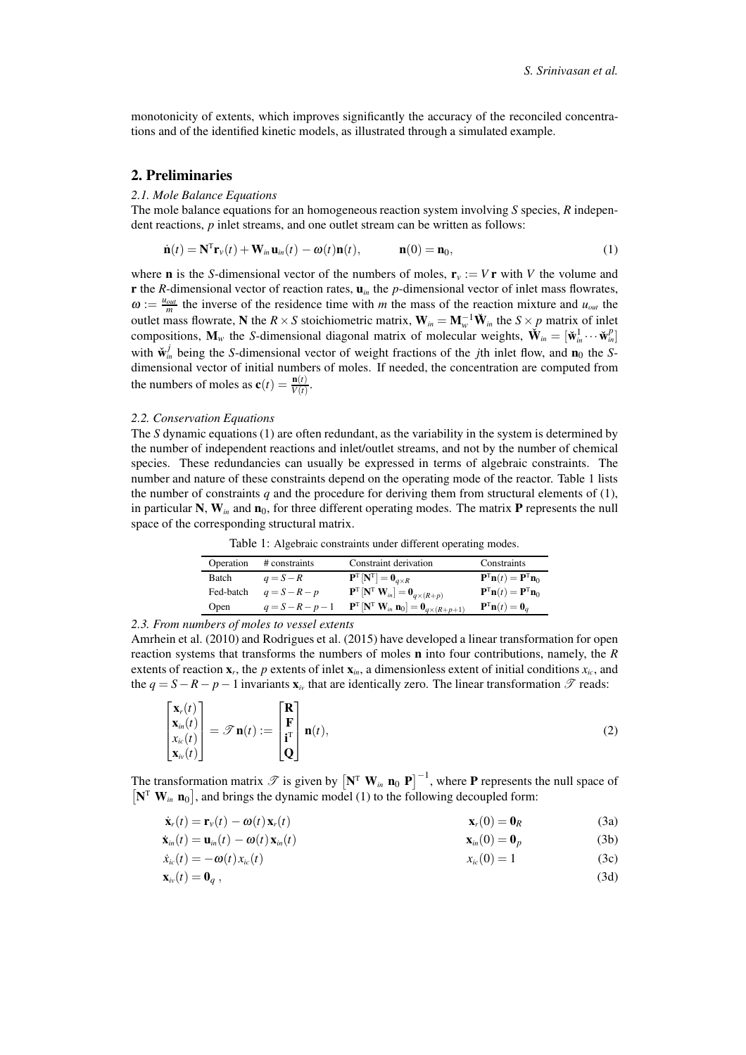monotonicity of extents, which improves significantly the accuracy of the reconciled concentrations and of the identified kinetic models, as illustrated through a simulated example.

## 2. Preliminaries

### 2.1. Mole Balance Equations

The mole balance equations for an homogeneous reaction system involving $S$ species, $R$ independent reactions, $p$ inlet streams, and one outlet stream can be written as follows:

$$\dot{\mathbf{n}}(t) = \mathbf{N}^{\mathrm{T}}\mathbf{r}_v(t) + \mathbf{W}_{in}\,\mathbf{u}_{in}(t) - \omega(t)\mathbf{n}(t), \qquad \mathbf{n}(0) = \mathbf{n}_0, \tag{1}$$

where $\mathbf{n}$ is the $S$-dimensional vector of the numbers of moles, $\mathbf{r}_v := V\,\mathbf{r}$ with $V$ the volume and $\mathbf{r}$ the $R$-dimensional vector of reaction rates, $\mathbf{u}_{in}$ the $p$-dimensional vector of inlet mass flowrates, $\omega := \frac{u_{out}}{m}$ the inverse of the residence time with $m$ the mass of the reaction mixture and $u_{out}$ the outlet mass flowrate, $\mathbf{N}$ the $R \times S$ stoichiometric matrix, $\mathbf{W}_{in} = \mathbf{M}_w^{-1}\check{\mathbf{W}}_{in}$ the $S \times p$ matrix of inlet compositions, $\mathbf{M}_w$ the $S$-dimensional diagonal matrix of molecular weights, $\check{\mathbf{W}}_{in} = [\check{\mathbf{w}}_{in}^1 \cdots \check{\mathbf{w}}_{in}^p]$ with $\check{\mathbf{w}}_{in}^j$ being the $S$-dimensional vector of weight fractions of the $j$th inlet flow, and $\mathbf{n}_0$ the $S$-dimensional vector of initial numbers of moles. If needed, the concentration are computed from the numbers of moles as $\mathbf{c}(t) = \frac{\mathbf{n}(t)}{V(t)}$.

### 2.2. Conservation Equations

The $S$ dynamic equations (1) are often redundant, as the variability in the system is determined by the number of independent reactions and inlet/outlet streams, and not by the number of chemical species. These redundancies can usually be expressed in terms of algebraic constraints. The number and nature of these constraints depend on the operating mode of the reactor. Table 1 lists the number of constraints $q$ and the procedure for deriving them from structural elements of (1), in particular $\mathbf{N}$, $\mathbf{W}_{in}$ and $\mathbf{n}_0$, for three different operating modes. The matrix $\mathbf{P}$ represents the null space of the corresponding structural matrix.

Table 1: Algebraic constraints under different operating modes.

| Operation | # constraints | Constraint derivation | Constraints |
|---|---|---|---|
| Batch | $q = S - R$ | $\mathbf{P}^{\mathrm{T}}[\mathbf{N}^{\mathrm{T}}] = \mathbf{0}_{q\times R}$ | $\mathbf{P}^{\mathrm{T}}\mathbf{n}(t) = \mathbf{P}^{\mathrm{T}}\mathbf{n}_0$ |
| Fed-batch | $q = S - R - p$ | $\mathbf{P}^{\mathrm{T}}[\mathbf{N}^{\mathrm{T}}\ \mathbf{W}_{in}] = \mathbf{0}_{q\times(R+p)}$ | $\mathbf{P}^{\mathrm{T}}\mathbf{n}(t) = \mathbf{P}^{\mathrm{T}}\mathbf{n}_0$ |
| Open | $q = S - R - p - 1$ | $\mathbf{P}^{\mathrm{T}}[\mathbf{N}^{\mathrm{T}}\ \mathbf{W}_{in}\ \mathbf{n}_0] = \mathbf{0}_{q\times(R+p+1)}$ | $\mathbf{P}^{\mathrm{T}}\mathbf{n}(t) = \mathbf{0}_q$ |

### 2.3. From numbers of moles to vessel extents

Amrhein et al. (2010) and Rodrigues et al. (2015) have developed a linear transformation for open reaction systems that transforms the numbers of moles $\mathbf{n}$ into four contributions, namely, the $R$ extents of reaction $\mathbf{x}_r$, the $p$ extents of inlet $\mathbf{x}_{in}$, a dimensionless extent of initial conditions $x_{ic}$, and the $q = S - R - p - 1$ invariants $\mathbf{x}_{iv}$ that are identically zero. The linear transformation $\mathscr{T}$ reads:

$$\begin{bmatrix} \mathbf{x}_r(t) \\ \mathbf{x}_{in}(t) \\ x_{ic}(t) \\ \mathbf{x}_{iv}(t) \end{bmatrix} = \mathscr{T}\,\mathbf{n}(t) := \begin{bmatrix} \mathbf{R} \\ \mathbf{F} \\ \mathbf{i}^{\mathrm{T}} \\ \mathbf{Q} \end{bmatrix} \mathbf{n}(t), \tag{2}$$

The transformation matrix $\mathscr{T}$ is given by $\begin{bmatrix}\mathbf{N}^{\mathrm{T}}\ \mathbf{W}_{in}\ \mathbf{n}_0\ \mathbf{P}\end{bmatrix}^{-1}$, where $\mathbf{P}$ represents the null space of $\begin{bmatrix}\mathbf{N}^{\mathrm{T}}\ \mathbf{W}_{in}\ \mathbf{n}_0\end{bmatrix}$, and brings the dynamic model (1) to the following decoupled form:

$$\dot{\mathbf{x}}_r(t) = \mathbf{r}_v(t) - \omega(t)\,\mathbf{x}_r(t) \qquad \mathbf{x}_r(0) = \mathbf{0}_R \tag{3a}$$

$$\dot{\mathbf{x}}_{in}(t) = \mathbf{u}_{in}(t) - \omega(t)\,\mathbf{x}_{in}(t) \qquad \mathbf{x}_{in}(0) = \mathbf{0}_p \tag{3b}$$

$$\dot{x}_{ic}(t) = -\omega(t)\,x_{ic}(t) \qquad x_{ic}(0) = 1 \tag{3c}$$

$$\mathbf{x}_{iv}(t) = \mathbf{0}_q\,, \tag{3d}$$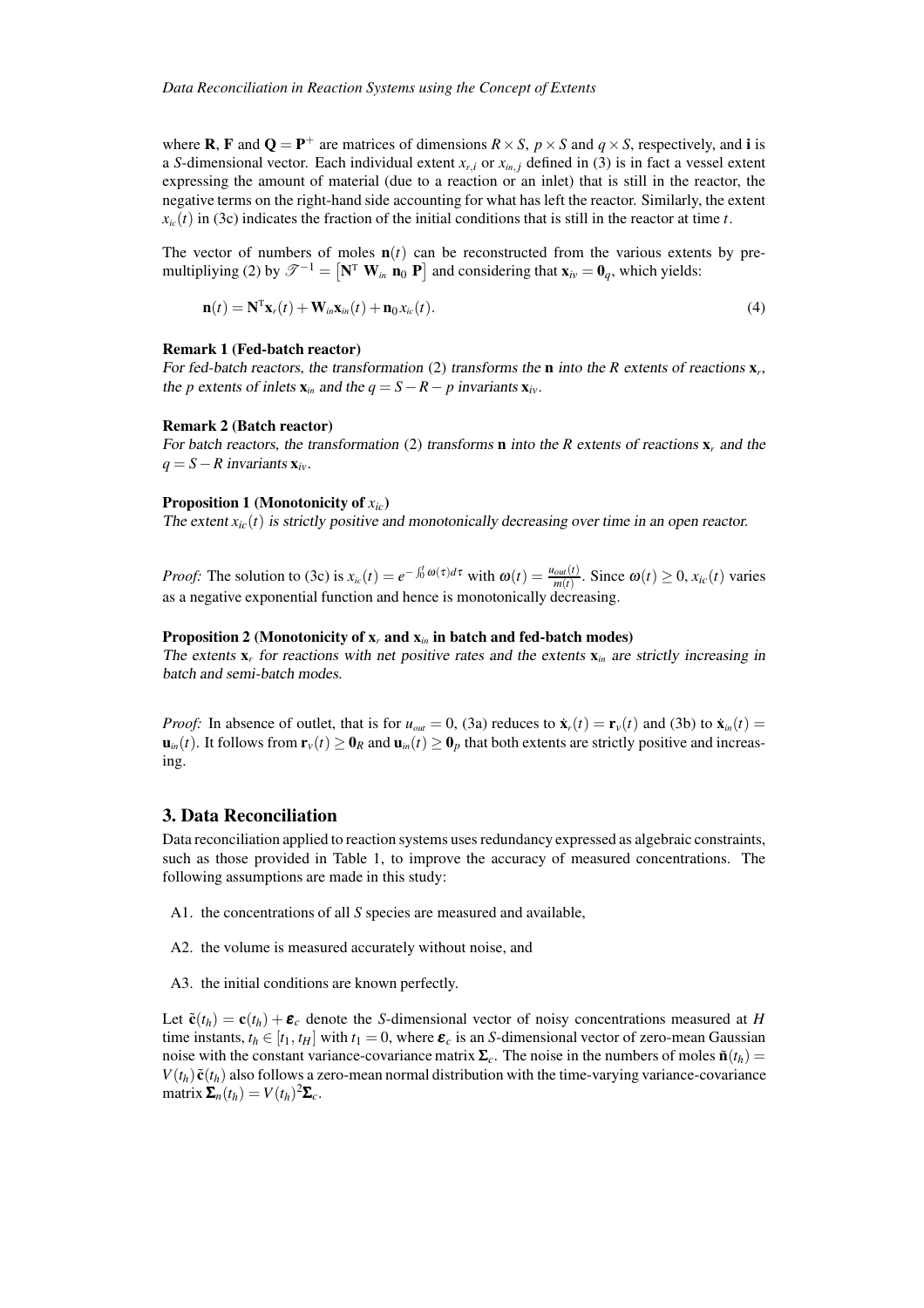where $\mathbf{R}$, $\mathbf{F}$ and $\mathbf{Q} = \mathbf{P}^{+}$ are matrices of dimensions $R \times S$, $p \times S$ and $q \times S$, respectively, and $\mathbf{i}$ is a $S$-dimensional vector. Each individual extent $x_{r,i}$ or $x_{in,j}$ defined in (3) is in fact a vessel extent expressing the amount of material (due to a reaction or an inlet) that is still in the reactor, the negative terms on the right-hand side accounting for what has left the reactor. Similarly, the extent $x_{ic}(t)$ in (3c) indicates the fraction of the initial conditions that is still in the reactor at time $t$.

The vector of numbers of moles $\mathbf{n}(t)$ can be reconstructed from the various extents by pre-multipliying (2) by $\mathscr{T}^{-1} = \begin{bmatrix}\mathbf{N}^{\mathrm{T}} \; \mathbf{W}_{in} \; \mathbf{n}_0 \; \mathbf{P}\end{bmatrix}$ and considering that $\mathbf{x}_{iv} = \mathbf{0}_q$, which yields:

$$\mathbf{n}(t) = \mathbf{N}^{\mathrm{T}}\mathbf{x}_r(t) + \mathbf{W}_{in}\mathbf{x}_{in}(t) + \mathbf{n}_0 x_{ic}(t). \tag{4}$$

**Remark 1 (Fed-batch reactor)**
*For fed-batch reactors, the transformation* (2) *transforms the* $\mathbf{n}$ *into the* $R$ *extents of reactions* $\mathbf{x}_r$*, the* $p$ *extents of inlets* $\mathbf{x}_{in}$ *and the* $q = S - R - p$ *invariants* $\mathbf{x}_{iv}$*.*

**Remark 2 (Batch reactor)**
*For batch reactors, the transformation* (2) *transforms* $\mathbf{n}$ *into the* $R$ *extents of reactions* $\mathbf{x}_r$ *and the* $q = S - R$ *invariants* $\mathbf{x}_{iv}$*.*

**Proposition 1 (Monotonicity of $x_{ic}$)**
*The extent* $x_{ic}(t)$ *is strictly positive and monotonically decreasing over time in an open reactor.*

*Proof:* The solution to (3c) is $x_{ic}(t) = e^{-\int_0^t \omega(\tau)d\tau}$ with $\omega(t) = \frac{u_{out}(t)}{m(t)}$. Since $\omega(t) \geq 0$, $x_{ic}(t)$ varies as a negative exponential function and hence is monotonically decreasing.

**Proposition 2 (Monotonicity of $\mathbf{x}_r$ and $\mathbf{x}_{in}$ in batch and fed-batch modes)**
*The extents* $\mathbf{x}_r$ *for reactions with net positive rates and the extents* $\mathbf{x}_{in}$ *are strictly increasing in batch and semi-batch modes.*

*Proof:* In absence of outlet, that is for $u_{out} = 0$, (3a) reduces to $\dot{\mathbf{x}}_r(t) = \mathbf{r}_v(t)$ and (3b) to $\dot{\mathbf{x}}_{in}(t) = \mathbf{u}_{in}(t)$. It follows from $\mathbf{r}_v(t) \geq \mathbf{0}_R$ and $\mathbf{u}_{in}(t) \geq \mathbf{0}_p$ that both extents are strictly positive and increasing.

## 3. Data Reconciliation

Data reconciliation applied to reaction systems uses redundancy expressed as algebraic constraints, such as those provided in Table 1, to improve the accuracy of measured concentrations. The following assumptions are made in this study:

A1. the concentrations of all $S$ species are measured and available,

A2. the volume is measured accurately without noise, and

A3. the initial conditions are known perfectly.

Let $\tilde{\mathbf{c}}(t_h) = \mathbf{c}(t_h) + \boldsymbol{\varepsilon}_c$ denote the $S$-dimensional vector of noisy concentrations measured at $H$ time instants, $t_h \in [t_1, t_H]$ with $t_1 = 0$, where $\boldsymbol{\varepsilon}_c$ is an $S$-dimensional vector of zero-mean Gaussian noise with the constant variance-covariance matrix $\boldsymbol{\Sigma}_c$. The noise in the numbers of moles $\tilde{\mathbf{n}}(t_h) = V(t_h)\,\tilde{\mathbf{c}}(t_h)$ also follows a zero-mean normal distribution with the time-varying variance-covariance matrix $\boldsymbol{\Sigma}_n(t_h) = V(t_h)^2\boldsymbol{\Sigma}_c$.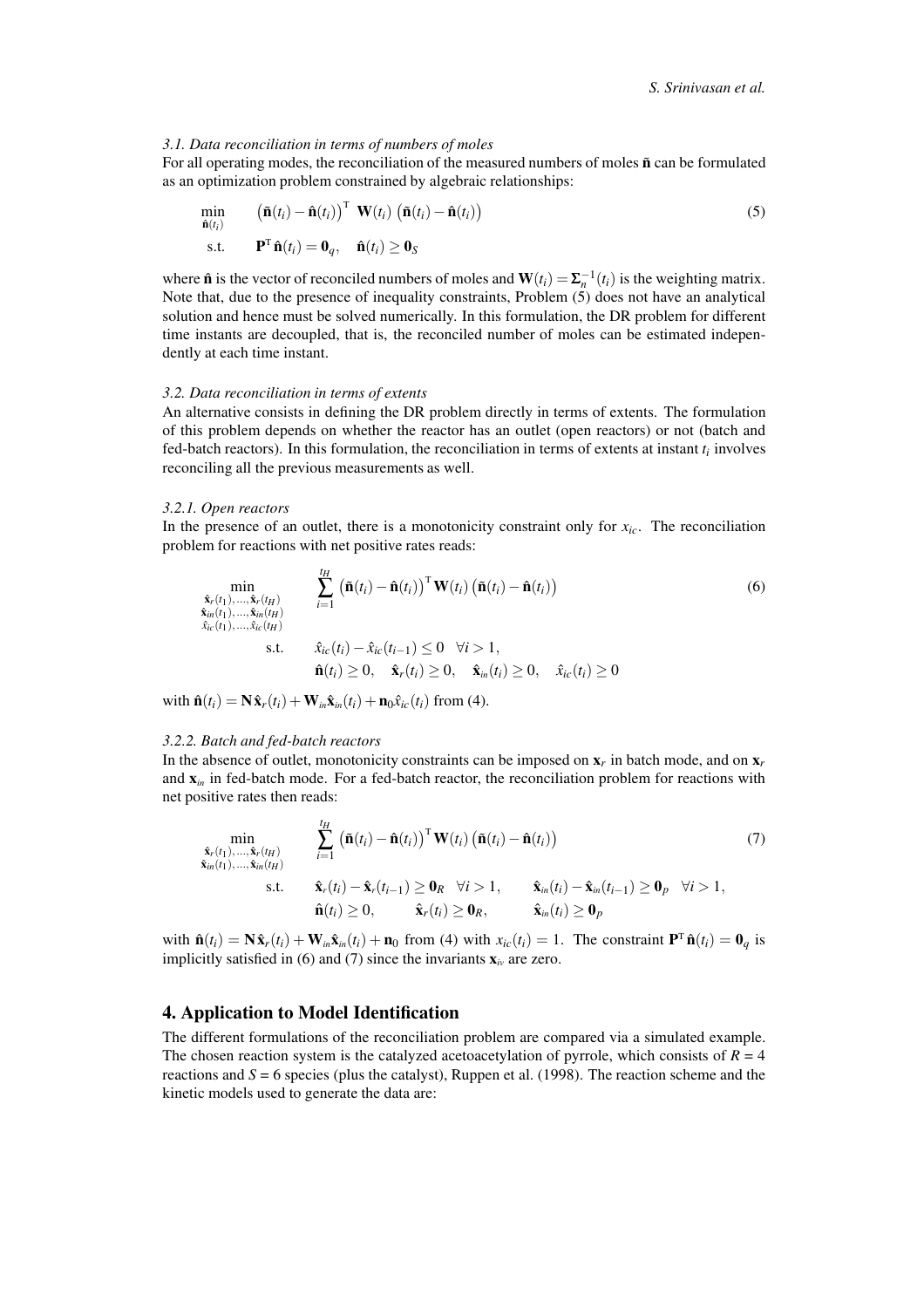### 3.1. Data reconciliation in terms of numbers of moles

For all operating modes, the reconciliation of the measured numbers of moles $\tilde{\mathbf{n}}$ can be formulated as an optimization problem constrained by algebraic relationships:

$$
\begin{aligned}
\min_{\hat{\mathbf{n}}(t_i)} \quad & \left(\tilde{\mathbf{n}}(t_i) - \hat{\mathbf{n}}(t_i)\right)^{\mathrm{T}} \; \mathbf{W}(t_i) \; \left(\tilde{\mathbf{n}}(t_i) - \hat{\mathbf{n}}(t_i)\right) \\
\text{s.t.} \quad & \mathbf{P}^{\mathrm{T}} \hat{\mathbf{n}}(t_i) = \mathbf{0}_q, \quad \hat{\mathbf{n}}(t_i) \geq \mathbf{0}_S
\end{aligned} \tag{5}
$$

where $\hat{\mathbf{n}}$ is the vector of reconciled numbers of moles and $\mathbf{W}(t_i) = \boldsymbol{\Sigma}_n^{-1}(t_i)$ is the weighting matrix. Note that, due to the presence of inequality constraints, Problem (5) does not have an analytical solution and hence must be solved numerically. In this formulation, the DR problem for different time instants are decoupled, that is, the reconciled number of moles can be estimated independently at each time instant.

### 3.2. Data reconciliation in terms of extents

An alternative consists in defining the DR problem directly in terms of extents. The formulation of this problem depends on whether the reactor has an outlet (open reactors) or not (batch and fed-batch reactors). In this formulation, the reconciliation in terms of extents at instant $t_i$ involves reconciling all the previous measurements as well.

#### 3.2.1. Open reactors

In the presence of an outlet, there is a monotonicity constraint only for $x_{ic}$. The reconciliation problem for reactions with net positive rates reads:

$$
\begin{aligned}
\min_{\substack{\hat{\mathbf{x}}_r(t_1),\ldots,\hat{\mathbf{x}}_r(t_H) \\ \hat{\mathbf{x}}_{in}(t_1),\ldots,\hat{\mathbf{x}}_{in}(t_H) \\ \hat{x}_{ic}(t_1),\ldots,\hat{x}_{ic}(t_H)}} \quad & \sum_{i=1}^{t_H} \left(\tilde{\mathbf{n}}(t_i) - \hat{\mathbf{n}}(t_i)\right)^{\mathrm{T}} \mathbf{W}(t_i) \left(\tilde{\mathbf{n}}(t_i) - \hat{\mathbf{n}}(t_i)\right) \\
\text{s.t.} \quad & \hat{x}_{ic}(t_i) - \hat{x}_{ic}(t_{i-1}) \leq 0 \quad \forall i > 1, \\
& \hat{\mathbf{n}}(t_i) \geq 0, \quad \hat{\mathbf{x}}_r(t_i) \geq 0, \quad \hat{\mathbf{x}}_{in}(t_i) \geq 0, \quad \hat{x}_{ic}(t_i) \geq 0
\end{aligned} \tag{6}
$$

with $\hat{\mathbf{n}}(t_i) = \mathbf{N}\hat{\mathbf{x}}_r(t_i) + \mathbf{W}_{in}\hat{\mathbf{x}}_{in}(t_i) + \mathbf{n}_0\hat{x}_{ic}(t_i)$ from (4).

#### 3.2.2. Batch and fed-batch reactors

In the absence of outlet, monotonicity constraints can be imposed on $\mathbf{x}_r$ in batch mode, and on $\mathbf{x}_r$ and $\mathbf{x}_{in}$ in fed-batch mode. For a fed-batch reactor, the reconciliation problem for reactions with net positive rates then reads:

$$
\begin{aligned}
\min_{\substack{\hat{\mathbf{x}}_r(t_1),\ldots,\hat{\mathbf{x}}_r(t_H) \\ \hat{\mathbf{x}}_{in}(t_1),\ldots,\hat{\mathbf{x}}_{in}(t_H)}} \quad & \sum_{i=1}^{t_H} \left(\tilde{\mathbf{n}}(t_i) - \hat{\mathbf{n}}(t_i)\right)^{\mathrm{T}} \mathbf{W}(t_i) \left(\tilde{\mathbf{n}}(t_i) - \hat{\mathbf{n}}(t_i)\right) \\
\text{s.t.} \quad & \hat{\mathbf{x}}_r(t_i) - \hat{\mathbf{x}}_r(t_{i-1}) \geq \mathbf{0}_R \quad \forall i > 1, \qquad \hat{\mathbf{x}}_{in}(t_i) - \hat{\mathbf{x}}_{in}(t_{i-1}) \geq \mathbf{0}_p \quad \forall i > 1, \\
& \hat{\mathbf{n}}(t_i) \geq 0, \qquad \hat{\mathbf{x}}_r(t_i) \geq \mathbf{0}_R, \qquad \hat{\mathbf{x}}_{in}(t_i) \geq \mathbf{0}_p
\end{aligned} \tag{7}
$$

with $\hat{\mathbf{n}}(t_i) = \mathbf{N}\hat{\mathbf{x}}_r(t_i) + \mathbf{W}_{in}\hat{\mathbf{x}}_{in}(t_i) + \mathbf{n}_0$ from (4) with $x_{ic}(t_i) = 1$. The constraint $\mathbf{P}^{\mathrm{T}}\hat{\mathbf{n}}(t_i) = \mathbf{0}_q$ is implicitly satisfied in (6) and (7) since the invariants $\mathbf{x}_{iv}$ are zero.

## 4. Application to Model Identification

The different formulations of the reconciliation problem are compared via a simulated example. The chosen reaction system is the catalyzed acetoacetylation of pyrrole, which consists of $R$ = 4 reactions and $S$ = 6 species (plus the catalyst), Ruppen et al. (1998). The reaction scheme and the kinetic models used to generate the data are: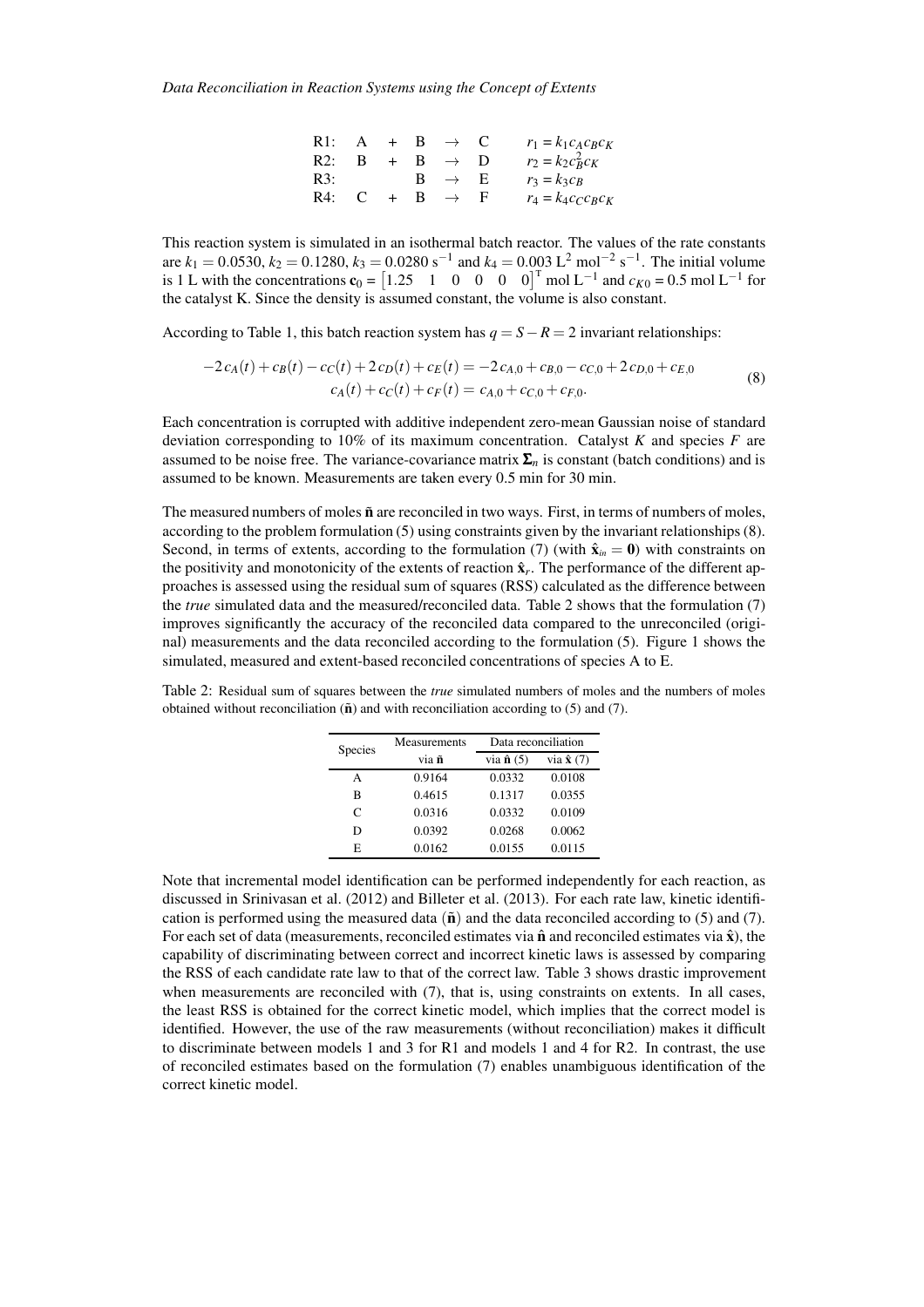$$
\begin{array}{llllll}
\text{R1:} & A & + & B & \rightarrow & C & \quad r_1 = k_1 c_A c_B c_K \\
\text{R2:} & B & + & B & \rightarrow & D & \quad r_2 = k_2 c_B^2 c_K \\
\text{R3:} & & & B & \rightarrow & E & \quad r_3 = k_3 c_B \\
\text{R4:} & C & + & B & \rightarrow & F & \quad r_4 = k_4 c_C c_B c_K
\end{array}
$$

This reaction system is simulated in an isothermal batch reactor. The values of the rate constants are $k_1 = 0.0530$, $k_2 = 0.1280$, $k_3 = 0.0280$ s$^{-1}$ and $k_4 = 0.003$ L$^2$ mol$^{-2}$ s$^{-1}$. The initial volume is 1 L with the concentrations $\mathbf{c}_0 = \begin{bmatrix} 1.25 & 1 & 0 & 0 & 0 & 0 \end{bmatrix}^{\mathrm{T}}$ mol L$^{-1}$ and $c_{K0} = 0.5$ mol L$^{-1}$ for the catalyst K. Since the density is assumed constant, the volume is also constant.

According to Table 1, this batch reaction system has $q = S - R = 2$ invariant relationships:

$$
\begin{aligned}
-2\,c_A(t) + c_B(t) - c_C(t) + 2\,c_D(t) + c_E(t) &= -2\,c_{A,0} + c_{B,0} - c_{C,0} + 2\,c_{D,0} + c_{E,0} \\
c_A(t) + c_C(t) + c_F(t) &= c_{A,0} + c_{C,0} + c_{F,0}.
\end{aligned}
\tag{8}
$$

Each concentration is corrupted with additive independent zero-mean Gaussian noise of standard deviation corresponding to 10% of its maximum concentration. Catalyst $K$ and species $F$ are assumed to be noise free. The variance-covariance matrix $\mathbf{\Sigma}_n$ is constant (batch conditions) and is assumed to be known. Measurements are taken every 0.5 min for 30 min.

The measured numbers of moles $\tilde{\mathbf{n}}$ are reconciled in two ways. First, in terms of numbers of moles, according to the problem formulation (5) using constraints given by the invariant relationships (8). Second, in terms of extents, according to the formulation (7) (with $\hat{\mathbf{x}}_{in} = \mathbf{0}$) with constraints on the positivity and monotonicity of the extents of reaction $\hat{\mathbf{x}}_r$. The performance of the different approaches is assessed using the residual sum of squares (RSS) calculated as the difference between the *true* simulated data and the measured/reconciled data. Table 2 shows that the formulation (7) improves significantly the accuracy of the reconciled data compared to the unreconciled (original) measurements and the data reconciled according to the formulation (5). Figure 1 shows the simulated, measured and extent-based reconciled concentrations of species A to E.

Table 2: Residual sum of squares between the *true* simulated numbers of moles and the numbers of moles obtained without reconciliation ($\tilde{\mathbf{n}}$) and with reconciliation according to (5) and (7).

| Species | Measurements | Data reconciliation | |
|---|---|---|---|
| | via $\tilde{\mathbf{n}}$ | via $\hat{\mathbf{n}}$ (5) | via $\hat{\mathbf{x}}$ (7) |
| A | 0.9164 | 0.0332 | 0.0108 |
| B | 0.4615 | 0.1317 | 0.0355 |
| C | 0.0316 | 0.0332 | 0.0109 |
| D | 0.0392 | 0.0268 | 0.0062 |
| E | 0.0162 | 0.0155 | 0.0115 |

Note that incremental model identification can be performed independently for each reaction, as discussed in Srinivasan et al. (2012) and Billeter et al. (2013). For each rate law, kinetic identification is performed using the measured data ($\tilde{\mathbf{n}}$) and the data reconciled according to (5) and (7). For each set of data (measurements, reconciled estimates via $\hat{\mathbf{n}}$ and reconciled estimates via $\hat{\mathbf{x}}$), the capability of discriminating between correct and incorrect kinetic laws is assessed by comparing the RSS of each candidate rate law to that of the correct law. Table 3 shows drastic improvement when measurements are reconciled with (7), that is, using constraints on extents. In all cases, the least RSS is obtained for the correct kinetic model, which implies that the correct model is identified. However, the use of the raw measurements (without reconciliation) makes it difficult to discriminate between models 1 and 3 for R1 and models 1 and 4 for R2. In contrast, the use of reconciled estimates based on the formulation (7) enables unambiguous identification of the correct kinetic model.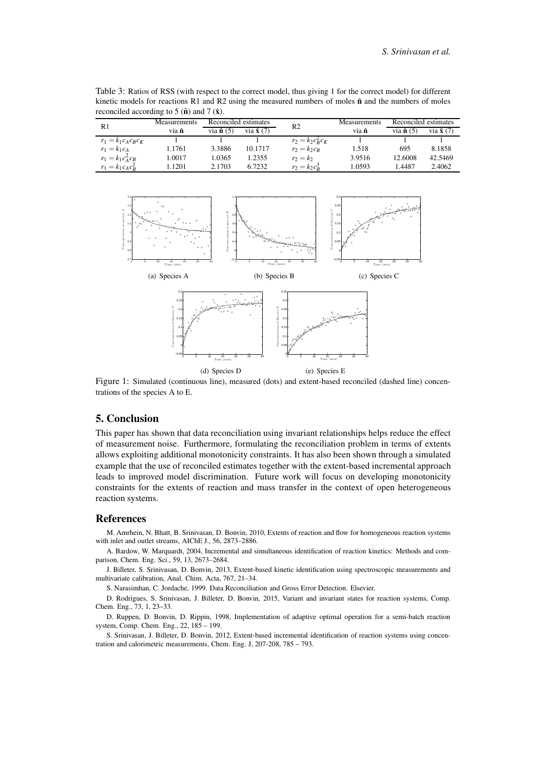Table 3: Ratios of RSS (with respect to the correct model, thus giving 1 for the correct model) for different kinetic models for reactions R1 and R2 using the measured numbers of moles $\tilde{\mathbf{n}}$ and the numbers of moles reconciled according to 5 ($\hat{\mathbf{n}}$) and 7 ($\hat{\mathbf{x}}$).

| R1 | Measurements | Reconciled estimates | | R2 | Measurements | Reconciled estimates | |
|---|---|---|---|---|---|---|---|
| | via $\tilde{\mathbf{n}}$ | via $\hat{\mathbf{n}}$ (5) | via $\hat{\mathbf{x}}$ (7) | | via $\tilde{\mathbf{n}}$ | via $\hat{\mathbf{n}}$ (5) | via $\hat{\mathbf{x}}$ (7) |
| $r_1 = k_1 c_A c_B c_K$ | 1 | 1 | 1 | $r_2 = k_2 c_B^2 c_K$ | 1 | 1 | 1 |
| $r_1 = k_1 c_A$ | 1.1761 | 3.3886 | 10.1717 | $r_2 = k_2 c_B$ | 1.518 | 695 | 8.1858 |
| $r_1 = k_1 c_A^2 c_B$ | 1.0017 | 1.0365 | 1.2355 | $r_2 = k_2$ | 3.9516 | 12.6008 | 42.5469 |
| $r_1 = k_1 c_A c_B^2$ | 1.1201 | 2.1703 | 6.7232 | $r_2 = k_2 c_B^3$ | 1.0593 | 1.4487 | 2.4062 |

(a) Species A

(b) Species B

(c) Species C

(d) Species D

(e) Species E

Figure 1: Simulated (continuous line), measured (dots) and extent-based reconciled (dashed line) concentrations of the species A to E.

## 5. Conclusion

This paper has shown that data reconciliation using invariant relationships helps reduce the effect of measurement noise. Furthermore, formulating the reconciliation problem in terms of extents allows exploiting additional monotonicity constraints. It has also been shown through a simulated example that the use of reconciled estimates together with the extent-based incremental approach leads to improved model discrimination. Future work will focus on developing monotonicity constraints for the extents of reaction and mass transfer in the context of open heterogeneous reaction systems.

## References

M. Amrhein, N. Bhatt, B. Srinivasan, D. Bonvin, 2010, Extents of reaction and flow for homogeneous reaction systems with inlet and outlet streams, AIChE J., 56, 2873–2886.

A. Bardow, W. Marquardt, 2004, Incremental and simultaneous identification of reaction kinetics: Methods and comparison, Chem. Eng. Sci., 59, 13, 2673–2684.

J. Billeter, S. Srinivasan, D. Bonvin, 2013, Extent-based kinetic identification using spectroscopic measurements and multivariate calibration, Anal. Chim. Acta, 767, 21–34.

S. Narasimhan, C. Jordache, 1999. Data Reconciliation and Gross Error Detection. Elsevier.

D. Rodrigues, S. Srinivasan, J. Billeter, D. Bonvin, 2015, Variant and invariant states for reaction systems, Comp. Chem. Eng., 73, 1, 23–33.

D. Ruppen, D. Bonvin, D. Rippin, 1998, Implementation of adaptive optimal operation for a semi-batch reaction system, Comp. Chem. Eng., 22, 185 – 199.

S. Srinivasan, J. Billeter, D. Bonvin, 2012, Extent-based incremental identification of reaction systems using concentration and calorimetric measurements, Chem. Eng. J, 207-208, 785 – 793.